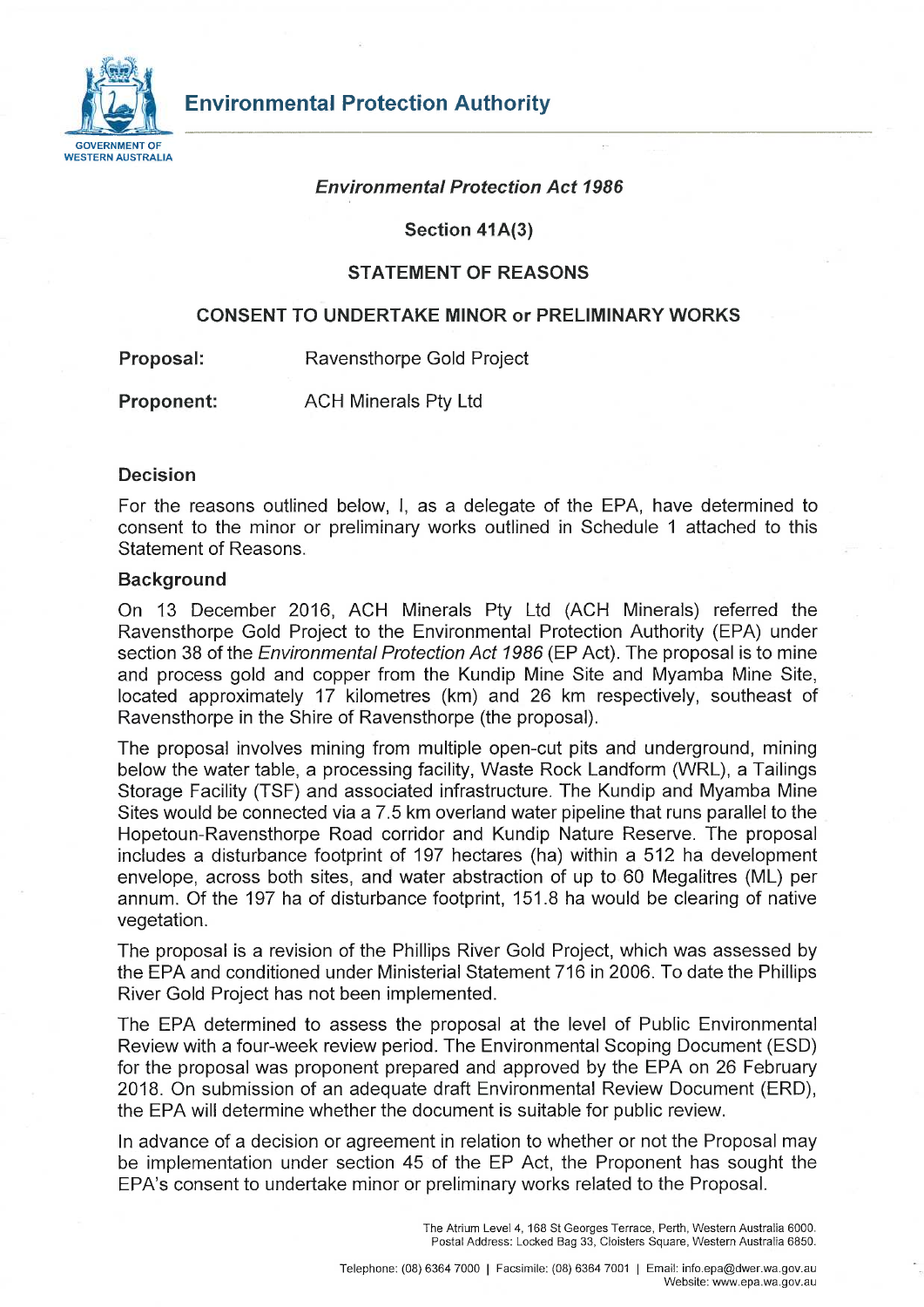# Environmental Protection Authority

GOVERNMENT OF WESTERN AUSTRALIA

*Environmental Protection Act 1986*

**Section 41A(3)**

**STATEMENT OF REASONS**

**CONSENT TO UNDERTAKE MINOR or PRELIMINARY WORKS**

**Proposal:** Ravensthorpe Gold Project

**Proponent:** ACH Minerals Pty Ltd

## Decision

For the reasons outlined below, I, as a delegate of the EPA, have determined to consent to the minor or preliminary works outlined in Schedule 1 attached to this Statement of Reasons.

## Background

On 13 December 2016, ACH Minerals Pty Ltd (ACH Minerals) referred the Ravensthorpe Gold Project to the Environmental Protection Authority (EPA) under section 38 of the *Environmental Protection Act 1986* (EP Act). The proposal is to mine and process gold and copper from the Kundip Mine Site and Myamba Mine Site, located approximately 17 kilometres (km) and 26 km respectively, southeast of Ravensthorpe in the Shire of Ravensthorpe (the proposal).

The proposal involves mining from multiple open-cut pits and underground, mining below the water table, a processing facility, Waste Rock Landform (WRL), a Tailings Storage Facility (TSF) and associated infrastructure. The Kundip and Myamba Mine Sites would be connected via a 7.5 km overland water pipeline that runs parallel to the Hopetoun-Ravensthorpe Road corridor and Kundip Nature Reserve. The proposal includes a disturbance footprint of 197 hectares (ha) within a 512 ha development envelope, across both sites, and water abstraction of up to 60 Megalitres (ML) per annum. Of the 197 ha of disturbance footprint, 151.8 ha would be clearing of native vegetation.

The proposal is a revision of the Phillips River Gold Project, which was assessed by the EPA and conditioned under Ministerial Statement 716 in 2006. To date the Phillips River Gold Project has not been implemented.

The EPA determined to assess the proposal at the level of Public Environmental Review with a four-week review period. The Environmental Scoping Document (ESD) for the proposal was proponent prepared and approved by the EPA on 26 February 2018. On submission of an adequate draft Environmental Review Document (ERD), the EPA will determine whether the document is suitable for public review.

In advance of a decision or agreement in relation to whether or not the Proposal may be implementation under section 45 of the EP Act, the Proponent has sought the EPA's consent to undertake minor or preliminary works related to the Proposal.

The Atrium Level 4, 168 St Georges Terrace, Perth, Western Australia 6000.
Postal Address: Locked Bag 33, Cloisters Square, Western Australia 6850.

Telephone: (08) 6364 7000 | Facsimile: (08) 6364 7001 | Email: info.epa@dwer.wa.gov.au
Website: www.epa.wa.gov.au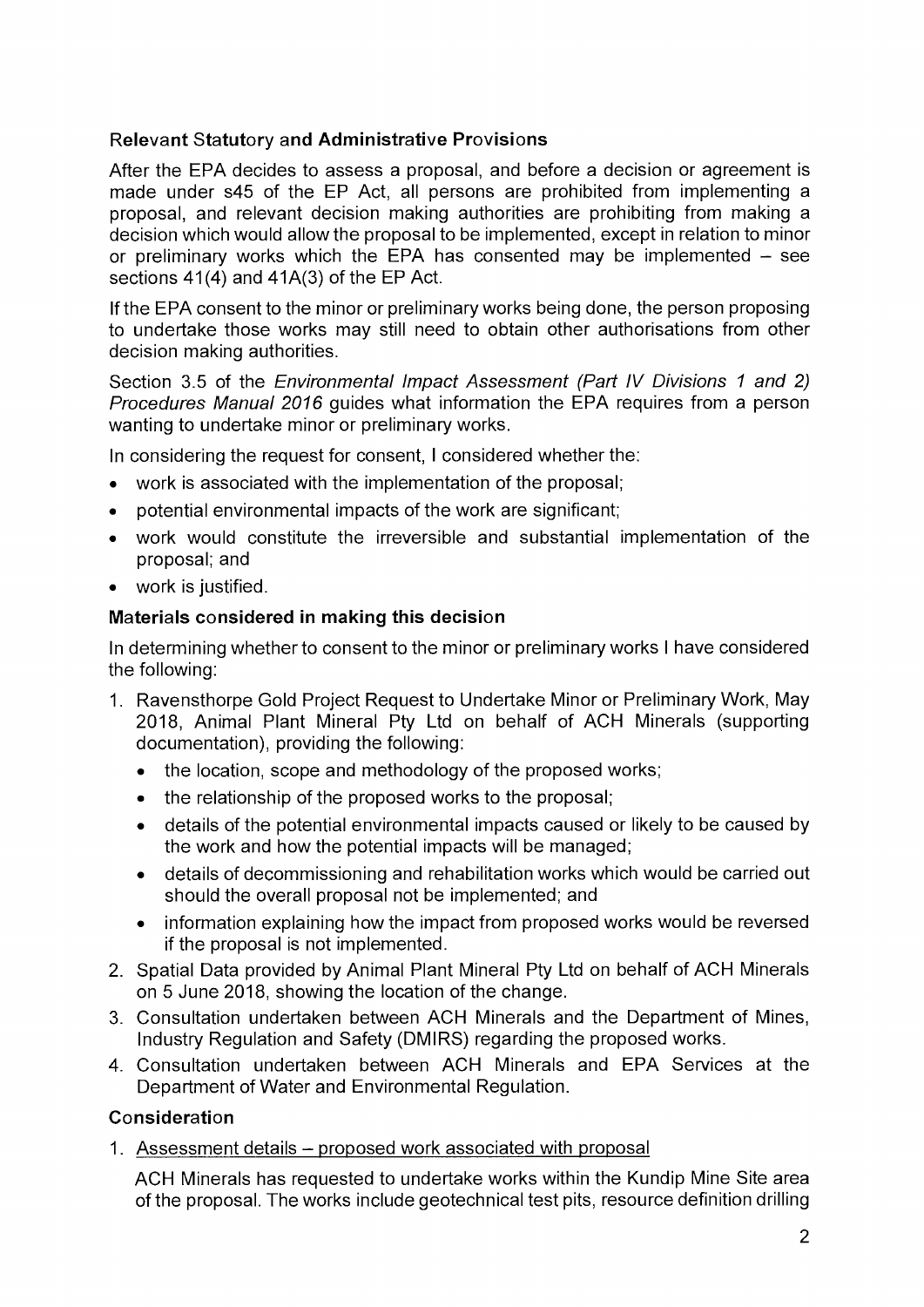### Relevant Statutory and Administrative Provisions

After the EPA decides to assess a proposal, and before a decision or agreement is made under s45 of the EP Act, all persons are prohibited from implementing a proposal, and relevant decision making authorities are prohibiting from making a decision which would allow the proposal to be implemented, except in relation to minor or preliminary works which the EPA has consented may be implemented – see sections 41(4) and 41A(3) of the EP Act.

If the EPA consent to the minor or preliminary works being done, the person proposing to undertake those works may still need to obtain other authorisations from other decision making authorities.

Section 3.5 of the *Environmental Impact Assessment (Part IV Divisions 1 and 2) Procedures Manual 2016* guides what information the EPA requires from a person wanting to undertake minor or preliminary works.

In considering the request for consent, I considered whether the:

- work is associated with the implementation of the proposal;
- potential environmental impacts of the work are significant;
- work would constitute the irreversible and substantial implementation of the proposal; and
- work is justified.

### Materials considered in making this decision

In determining whether to consent to the minor or preliminary works I have considered the following:

1. Ravensthorpe Gold Project Request to Undertake Minor or Preliminary Work, May 2018, Animal Plant Mineral Pty Ltd on behalf of ACH Minerals (supporting documentation), providing the following:
   - the location, scope and methodology of the proposed works;
   - the relationship of the proposed works to the proposal;
   - details of the potential environmental impacts caused or likely to be caused by the work and how the potential impacts will be managed;
   - details of decommissioning and rehabilitation works which would be carried out should the overall proposal not be implemented; and
   - information explaining how the impact from proposed works would be reversed if the proposal is not implemented.
2. Spatial Data provided by Animal Plant Mineral Pty Ltd on behalf of ACH Minerals on 5 June 2018, showing the location of the change.
3. Consultation undertaken between ACH Minerals and the Department of Mines, Industry Regulation and Safety (DMIRS) regarding the proposed works.
4. Consultation undertaken between ACH Minerals and EPA Services at the Department of Water and Environmental Regulation.

### Consideration

1. Assessment details – proposed work associated with proposal

   ACH Minerals has requested to undertake works within the Kundip Mine Site area of the proposal. The works include geotechnical test pits, resource definition drilling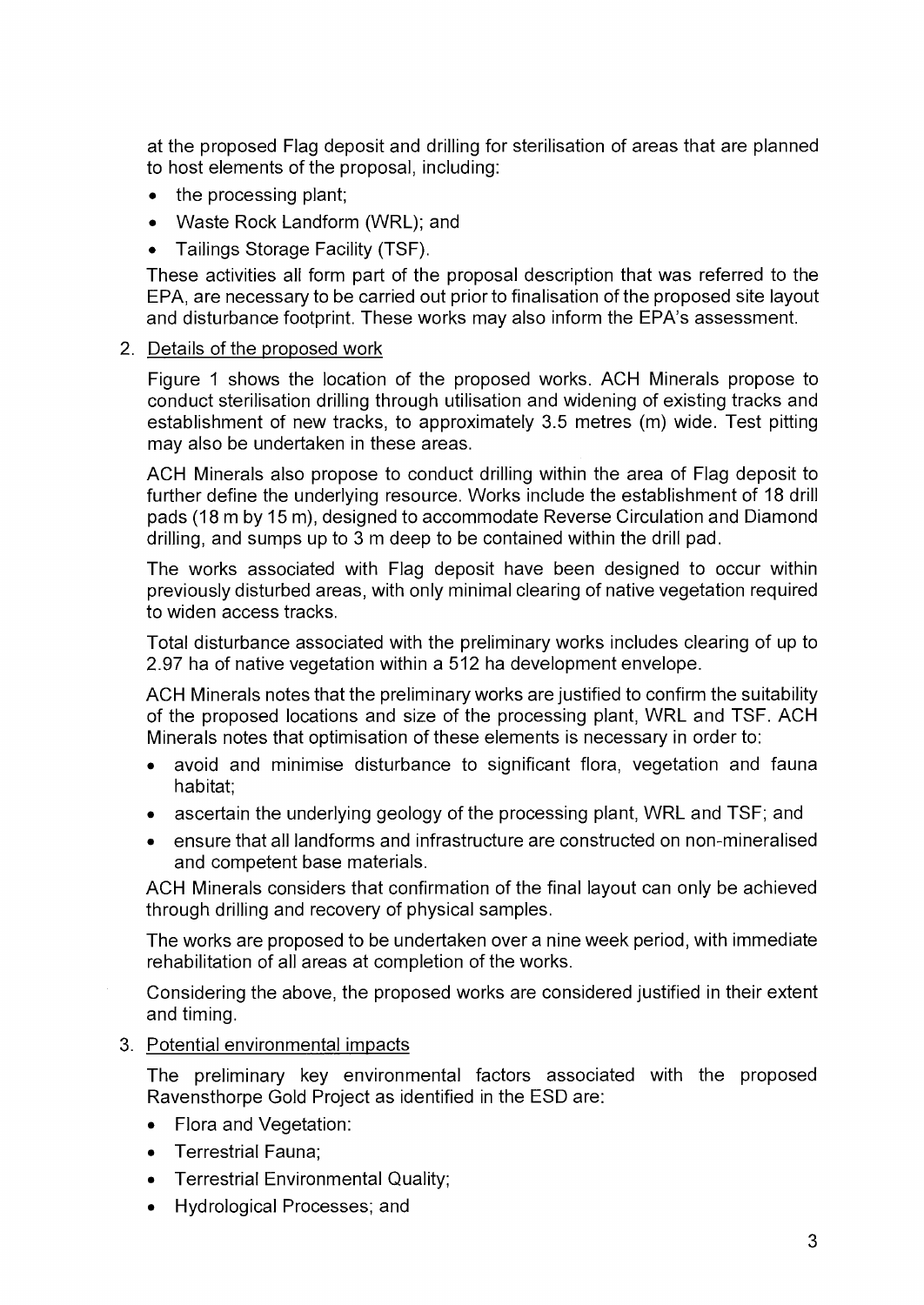at the proposed Flag deposit and drilling for sterilisation of areas that are planned to host elements of the proposal, including:

- the processing plant;
- Waste Rock Landform (WRL); and
- Tailings Storage Facility (TSF).

These activities all form part of the proposal description that was referred to the EPA, are necessary to be carried out prior to finalisation of the proposed site layout and disturbance footprint. These works may also inform the EPA's assessment.

2. Details of the proposed work

Figure 1 shows the location of the proposed works. ACH Minerals propose to conduct sterilisation drilling through utilisation and widening of existing tracks and establishment of new tracks, to approximately 3.5 metres (m) wide. Test pitting may also be undertaken in these areas.

ACH Minerals also propose to conduct drilling within the area of Flag deposit to further define the underlying resource. Works include the establishment of 18 drill pads (18 m by 15 m), designed to accommodate Reverse Circulation and Diamond drilling, and sumps up to 3 m deep to be contained within the drill pad.

The works associated with Flag deposit have been designed to occur within previously disturbed areas, with only minimal clearing of native vegetation required to widen access tracks.

Total disturbance associated with the preliminary works includes clearing of up to 2.97 ha of native vegetation within a 512 ha development envelope.

ACH Minerals notes that the preliminary works are justified to confirm the suitability of the proposed locations and size of the processing plant, WRL and TSF. ACH Minerals notes that optimisation of these elements is necessary in order to:

- avoid and minimise disturbance to significant flora, vegetation and fauna habitat;
- ascertain the underlying geology of the processing plant, WRL and TSF; and
- ensure that all landforms and infrastructure are constructed on non-mineralised and competent base materials.

ACH Minerals considers that confirmation of the final layout can only be achieved through drilling and recovery of physical samples.

The works are proposed to be undertaken over a nine week period, with immediate rehabilitation of all areas at completion of the works.

Considering the above, the proposed works are considered justified in their extent and timing.

3. Potential environmental impacts

The preliminary key environmental factors associated with the proposed Ravensthorpe Gold Project as identified in the ESD are:

- Flora and Vegetation:
- Terrestrial Fauna;
- Terrestrial Environmental Quality;
- Hydrological Processes; and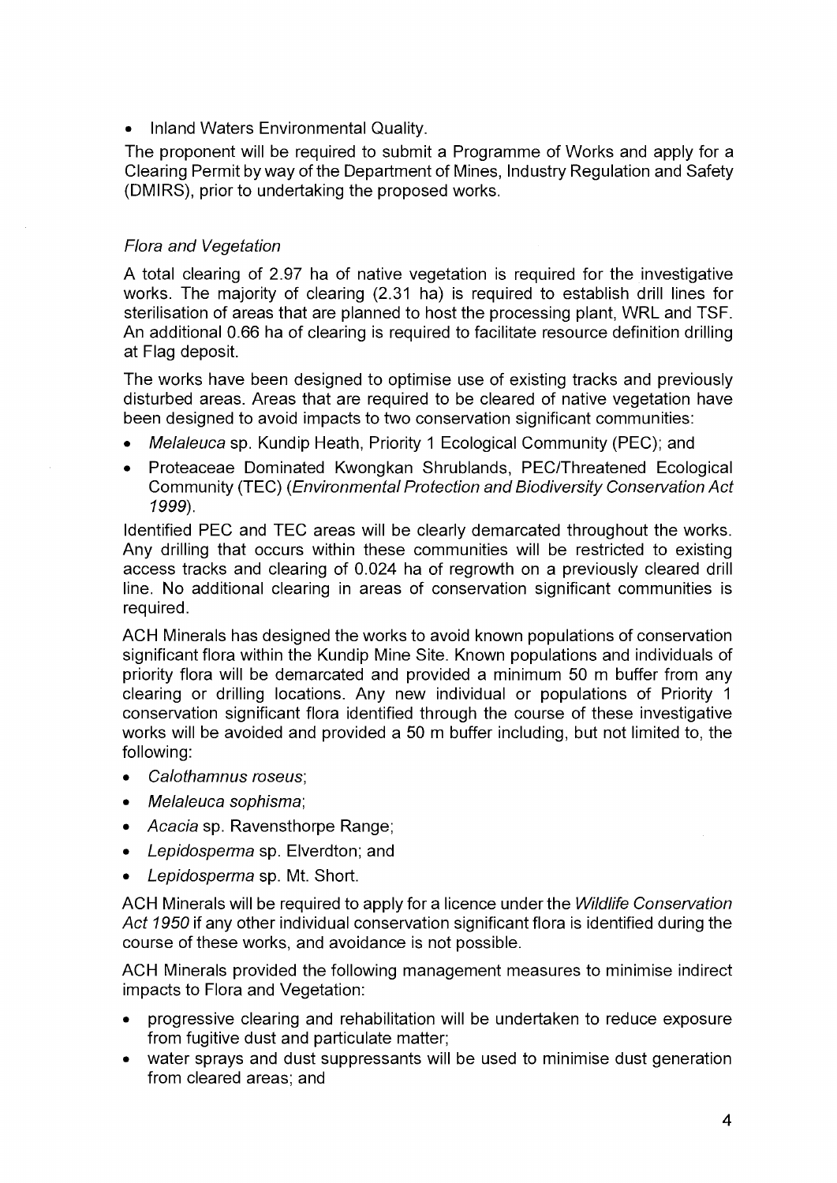- Inland Waters Environmental Quality.

The proponent will be required to submit a Programme of Works and apply for a Clearing Permit by way of the Department of Mines, Industry Regulation and Safety (DMIRS), prior to undertaking the proposed works.

*Flora and Vegetation*

A total clearing of 2.97 ha of native vegetation is required for the investigative works. The majority of clearing (2.31 ha) is required to establish drill lines for sterilisation of areas that are planned to host the processing plant, WRL and TSF. An additional 0.66 ha of clearing is required to facilitate resource definition drilling at Flag deposit.

The works have been designed to optimise use of existing tracks and previously disturbed areas. Areas that are required to be cleared of native vegetation have been designed to avoid impacts to two conservation significant communities:

- *Melaleuca* sp. Kundip Heath, Priority 1 Ecological Community (PEC); and
- Proteaceae Dominated Kwongkan Shrublands, PEC/Threatened Ecological Community (TEC) (*Environmental Protection and Biodiversity Conservation Act 1999*).

Identified PEC and TEC areas will be clearly demarcated throughout the works. Any drilling that occurs within these communities will be restricted to existing access tracks and clearing of 0.024 ha of regrowth on a previously cleared drill line. No additional clearing in areas of conservation significant communities is required.

ACH Minerals has designed the works to avoid known populations of conservation significant flora within the Kundip Mine Site. Known populations and individuals of priority flora will be demarcated and provided a minimum 50 m buffer from any clearing or drilling locations. Any new individual or populations of Priority 1 conservation significant flora identified through the course of these investigative works will be avoided and provided a 50 m buffer including, but not limited to, the following:

- *Calothamnus roseus*;
- *Melaleuca sophisma*;
- *Acacia* sp. Ravensthorpe Range;
- *Lepidosperma* sp. Elverdton; and
- *Lepidosperma* sp. Mt. Short.

ACH Minerals will be required to apply for a licence under the *Wildlife Conservation Act 1950* if any other individual conservation significant flora is identified during the course of these works, and avoidance is not possible.

ACH Minerals provided the following management measures to minimise indirect impacts to Flora and Vegetation:

- progressive clearing and rehabilitation will be undertaken to reduce exposure from fugitive dust and particulate matter;
- water sprays and dust suppressants will be used to minimise dust generation from cleared areas; and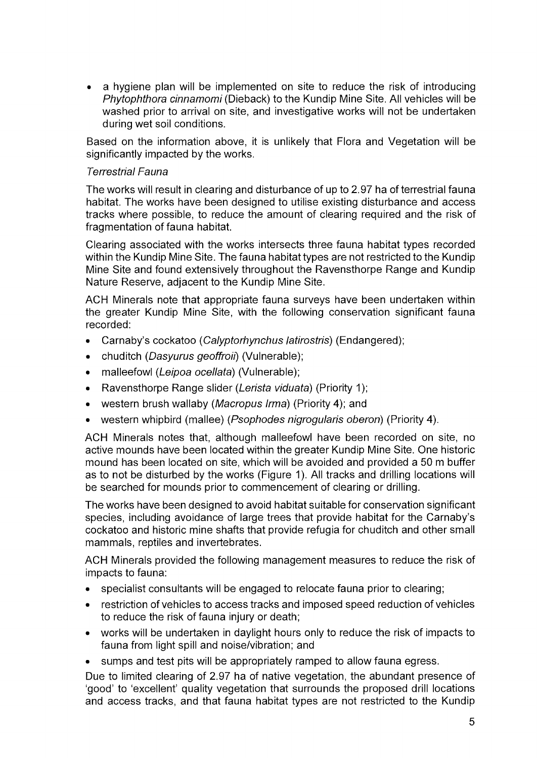- a hygiene plan will be implemented on site to reduce the risk of introducing *Phytophthora cinnamomi* (Dieback) to the Kundip Mine Site. All vehicles will be washed prior to arrival on site, and investigative works will not be undertaken during wet soil conditions.

Based on the information above, it is unlikely that Flora and Vegetation will be significantly impacted by the works.

*Terrestrial Fauna*

The works will result in clearing and disturbance of up to 2.97 ha of terrestrial fauna habitat. The works have been designed to utilise existing disturbance and access tracks where possible, to reduce the amount of clearing required and the risk of fragmentation of fauna habitat.

Clearing associated with the works intersects three fauna habitat types recorded within the Kundip Mine Site. The fauna habitat types are not restricted to the Kundip Mine Site and found extensively throughout the Ravensthorpe Range and Kundip Nature Reserve, adjacent to the Kundip Mine Site.

ACH Minerals note that appropriate fauna surveys have been undertaken within the greater Kundip Mine Site, with the following conservation significant fauna recorded:

- Carnaby's cockatoo (*Calyptorhynchus latirostris*) (Endangered);
- chuditch (*Dasyurus geoffroii*) (Vulnerable);
- malleefowl (*Leipoa ocellata*) (Vulnerable);
- Ravensthorpe Range slider (*Lerista viduata*) (Priority 1);
- western brush wallaby (*Macropus Irma*) (Priority 4); and
- western whipbird (mallee) (*Psophodes nigrogularis oberon*) (Priority 4).

ACH Minerals notes that, although malleefowl have been recorded on site, no active mounds have been located within the greater Kundip Mine Site. One historic mound has been located on site, which will be avoided and provided a 50 m buffer as to not be disturbed by the works (Figure 1). All tracks and drilling locations will be searched for mounds prior to commencement of clearing or drilling.

The works have been designed to avoid habitat suitable for conservation significant species, including avoidance of large trees that provide habitat for the Carnaby's cockatoo and historic mine shafts that provide refugia for chuditch and other small mammals, reptiles and invertebrates.

ACH Minerals provided the following management measures to reduce the risk of impacts to fauna:

- specialist consultants will be engaged to relocate fauna prior to clearing;
- restriction of vehicles to access tracks and imposed speed reduction of vehicles to reduce the risk of fauna injury or death;
- works will be undertaken in daylight hours only to reduce the risk of impacts to fauna from light spill and noise/vibration; and
- sumps and test pits will be appropriately ramped to allow fauna egress.

Due to limited clearing of 2.97 ha of native vegetation, the abundant presence of 'good' to 'excellent' quality vegetation that surrounds the proposed drill locations and access tracks, and that fauna habitat types are not restricted to the Kundip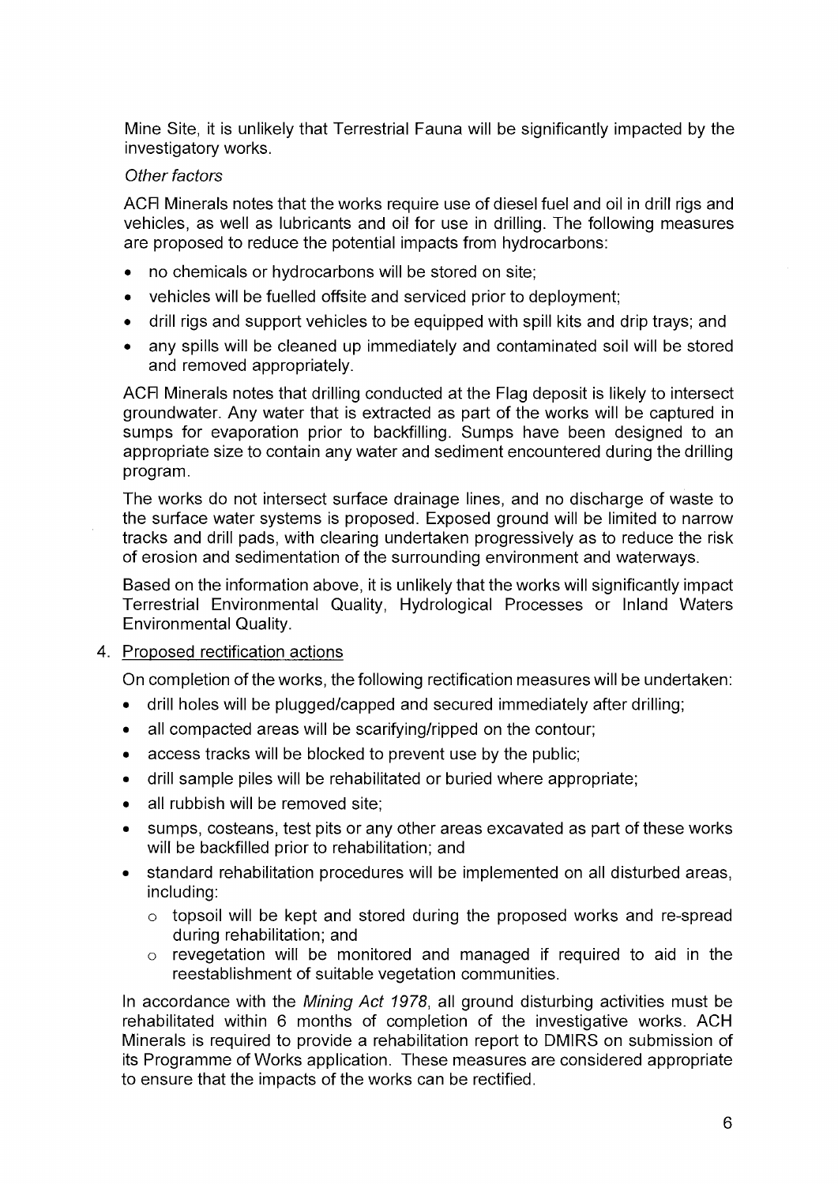Mine Site, it is unlikely that Terrestrial Fauna will be significantly impacted by the investigatory works.

*Other factors*

ACH Minerals notes that the works require use of diesel fuel and oil in drill rigs and vehicles, as well as lubricants and oil for use in drilling. The following measures are proposed to reduce the potential impacts from hydrocarbons:

- no chemicals or hydrocarbons will be stored on site;
- vehicles will be fuelled offsite and serviced prior to deployment;
- drill rigs and support vehicles to be equipped with spill kits and drip trays; and
- any spills will be cleaned up immediately and contaminated soil will be stored and removed appropriately.

ACH Minerals notes that drilling conducted at the Flag deposit is likely to intersect groundwater. Any water that is extracted as part of the works will be captured in sumps for evaporation prior to backfilling. Sumps have been designed to an appropriate size to contain any water and sediment encountered during the drilling program.

The works do not intersect surface drainage lines, and no discharge of waste to the surface water systems is proposed. Exposed ground will be limited to narrow tracks and drill pads, with clearing undertaken progressively as to reduce the risk of erosion and sedimentation of the surrounding environment and waterways.

Based on the information above, it is unlikely that the works will significantly impact Terrestrial Environmental Quality, Hydrological Processes or Inland Waters Environmental Quality.

4. Proposed rectification actions

On completion of the works, the following rectification measures will be undertaken:

- drill holes will be plugged/capped and secured immediately after drilling;
- all compacted areas will be scarifying/ripped on the contour;
- access tracks will be blocked to prevent use by the public;
- drill sample piles will be rehabilitated or buried where appropriate;
- all rubbish will be removed site;
- sumps, costeans, test pits or any other areas excavated as part of these works will be backfilled prior to rehabilitation; and
- standard rehabilitation procedures will be implemented on all disturbed areas, including:
  - topsoil will be kept and stored during the proposed works and re-spread during rehabilitation; and
  - revegetation will be monitored and managed if required to aid in the reestablishment of suitable vegetation communities.

In accordance with the *Mining Act 1978*, all ground disturbing activities must be rehabilitated within 6 months of completion of the investigative works. ACH Minerals is required to provide a rehabilitation report to DMIRS on submission of its Programme of Works application. These measures are considered appropriate to ensure that the impacts of the works can be rectified.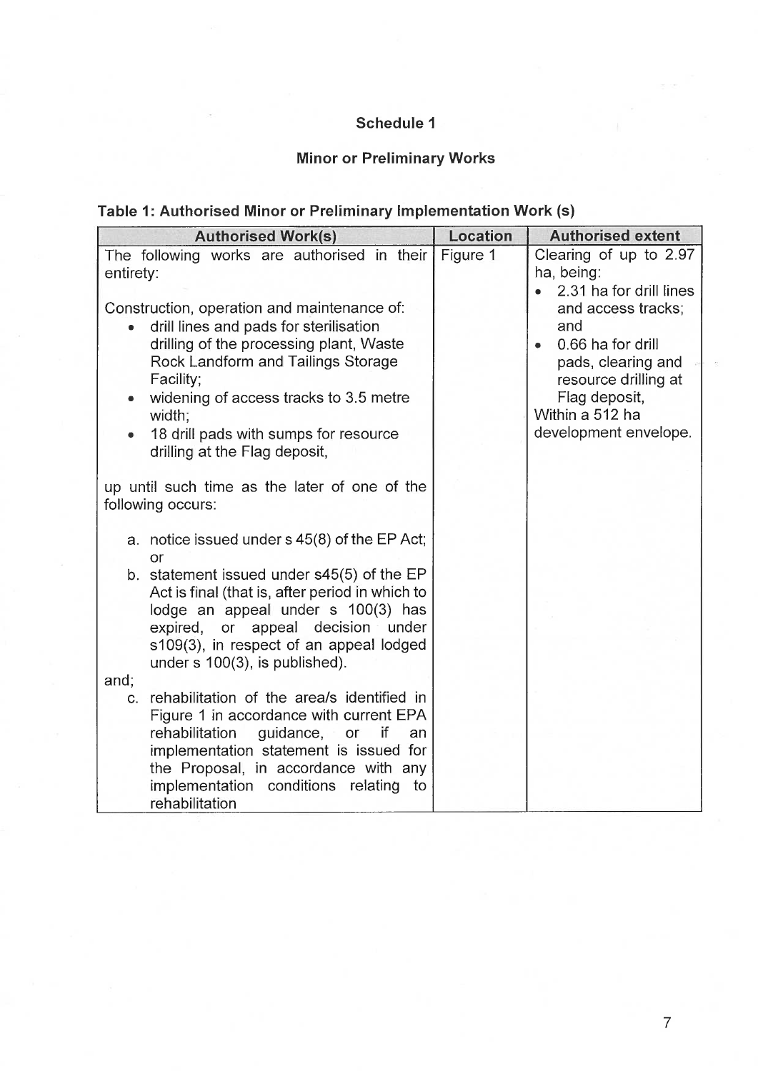## Schedule 1

### Minor or Preliminary Works

**Table 1: Authorised Minor or Preliminary Implementation Work (s)**

| Authorised Work(s) | Location | Authorised extent |
|---|---|---|
| The following works are authorised in their entirety:<br><br>Construction, operation and maintenance of:<br>• drill lines and pads for sterilisation drilling of the processing plant, Waste Rock Landform and Tailings Storage Facility;<br>• widening of access tracks to 3.5 metre width;<br>• 18 drill pads with sumps for resource drilling at the Flag deposit,<br><br>up until such time as the later of one of the following occurs:<br><br>a. notice issued under s 45(8) of the EP Act; or<br>b. statement issued under s45(5) of the EP Act is final (that is, after period in which to lodge an appeal under s 100(3) has expired, or appeal decision under s109(3), in respect of an appeal lodged under s 100(3), is published).<br><br>and;<br>c. rehabilitation of the area/s identified in Figure 1 in accordance with current EPA rehabilitation guidance, or if an implementation statement is issued for the Proposal, in accordance with any implementation conditions relating to rehabilitation | Figure 1 | Clearing of up to 2.97 ha, being:<br>• 2.31 ha for drill lines and access tracks; and<br>• 0.66 ha for drill pads, clearing and resource drilling at Flag deposit,<br>Within a 512 ha development envelope. |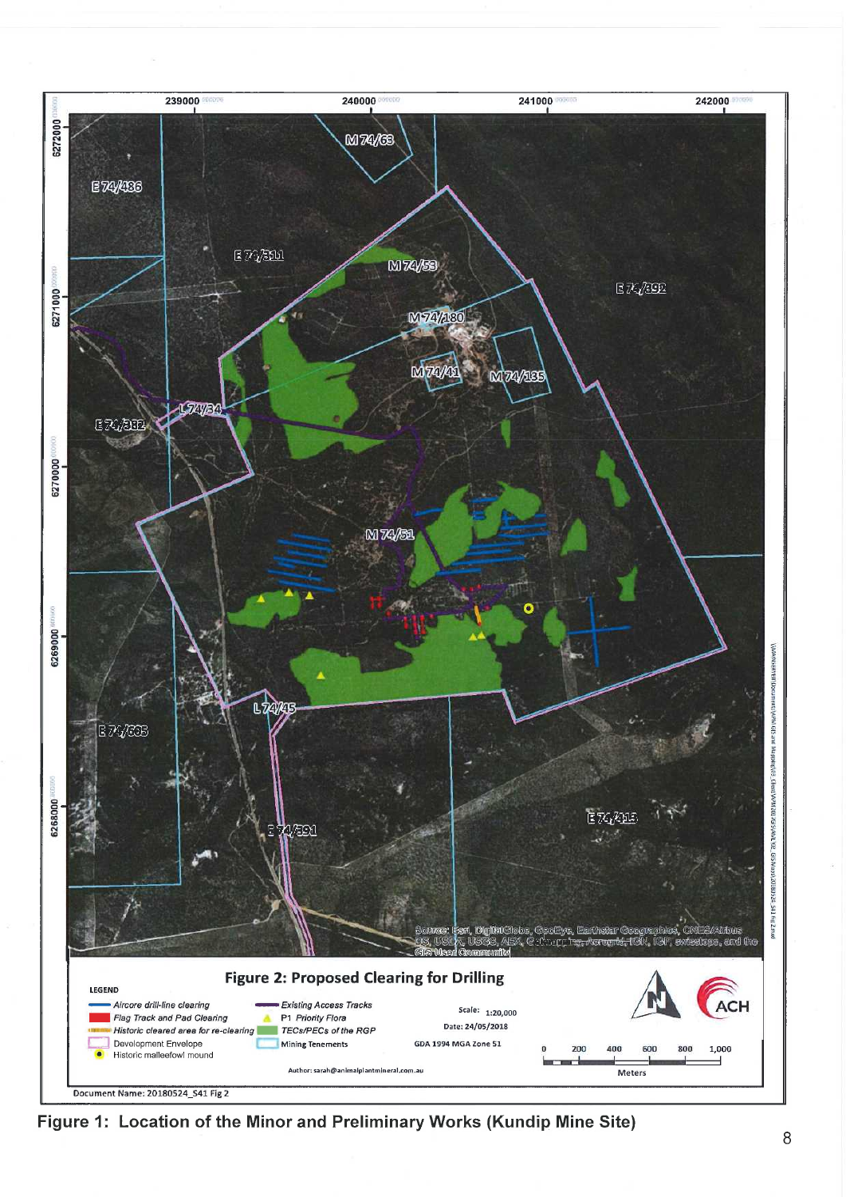239000
240000
241000
242000

6272000
6271000
6270000
6269000
6268000

M 74/63
E 74/486
E 74/311
M 74/53
M 74/180
E 74/392
M 74/41
M 74/135
L 74/34
E 74/382
M 74/51
L 74/45
E 74/683
E 74/391
E 74/413

Source: Esri, DigitalGlobe, GeoEye, Earthstar Geographics, CNES/Airbus DS, USDA, USGS, AEX, Getmapping, Aerogrid, IGN, IGP, swisstopo, and the GIS User Community

**Figure 2: Proposed Clearing for Drilling**

LEGEND

Aircore drill-line clearing
Flag Track and Pad Clearing
Historic cleared area for re-clearing
Development Envelope
Historic malleefowl mound
Existing Access Tracks
P1 Priority Flora
TECs/PECs of the RGP
Mining Tenements

Scale: 1:20,000
Date: 24/05/2018
GDA 1994 MGA Zone 51

0 200 400 600 800 1,000
Meters

ACH

Author: sarah@animalplantmineral.com.au

Document Name: 20180524_S41 Fig 2

**Figure 1: Location of the Minor and Preliminary Works (Kundip Mine Site)**